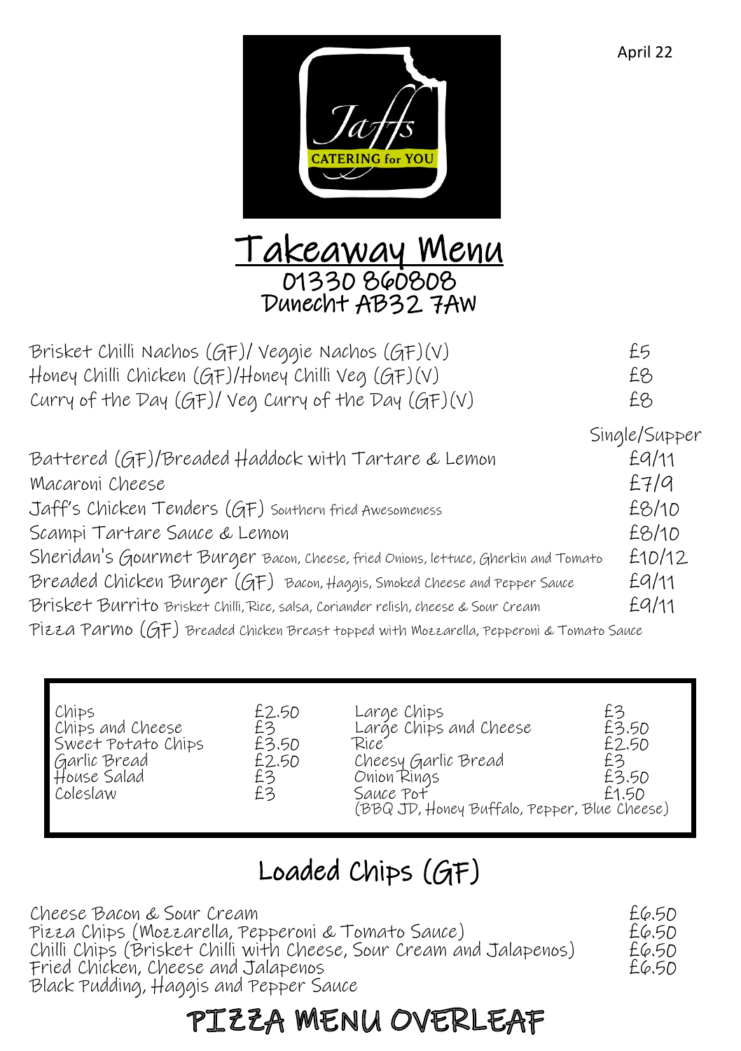April 22

Jaffs CATERING for YOU

# Takeaway Menu

01330 860808
Dunecht AB32 7AW

| | |
|---|---|
| Brisket Chilli Nachos (GF)/ Veggie Nachos (GF)(V) | £5 |
| Honey Chilli Chicken (GF)/Honey Chilli Veg (GF)(V) | £8 |
| Curry of the Day (GF)/ Veg Curry of the Day (GF)(V) | £8 |

| | Single/Supper |
|---|---|
| Battered (GF)/Breaded Haddock with Tartare & Lemon | £9/11 |
| Macaroni Cheese | £7/9 |
| Jaff's Chicken Tenders (GF) Southern fried Awesomeness | £8/10 |
| Scampi Tartare Sauce & Lemon | £8/10 |
| Sheridan's Gourmet Burger Bacon, Cheese, fried Onions, lettuce, Gherkin and Tomato | £10/12 |
| Breaded Chicken Burger (GF) Bacon, Haggis, Smoked Cheese and Pepper Sauce | £9/11 |
| Brisket Burrito Brisket Chilli, Rice, salsa, Coriander relish, cheese & Sour Cream | £9/11 |
| Pizza Parmo (GF) Breaded Chicken Breast topped with Mozzarella, Pepperoni & Tomato Sauce | |

| | | | |
|---|---|---|---|
| Chips | £2.50 | Large Chips | £3 |
| Chips and Cheese | £3 | Large Chips and Cheese | £3.50 |
| Sweet Potato Chips | £3.50 | Rice | £2.50 |
| Garlic Bread | £2.50 | Cheesy Garlic Bread | £3 |
| House Salad | £3 | Onion Rings | £3.50 |
| Coleslaw | £3 | Sauce Pot (BBQ JD, Honey Buffalo, Pepper, Blue Cheese) | £1.50 |

## Loaded Chips (GF)

| | |
|---|---|
| Cheese Bacon & Sour Cream | £6.50 |
| Pizza Chips (Mozzarella, Pepperoni & Tomato Sauce) | £6.50 |
| Chilli Chips (Brisket Chilli with Cheese, Sour Cream and Jalapenos) | £6.50 |
| Fried Chicken, Cheese and Jalapenos | £6.50 |
| Black Pudding, Haggis and Pepper Sauce | |

## PIZZA MENU OVERLEAF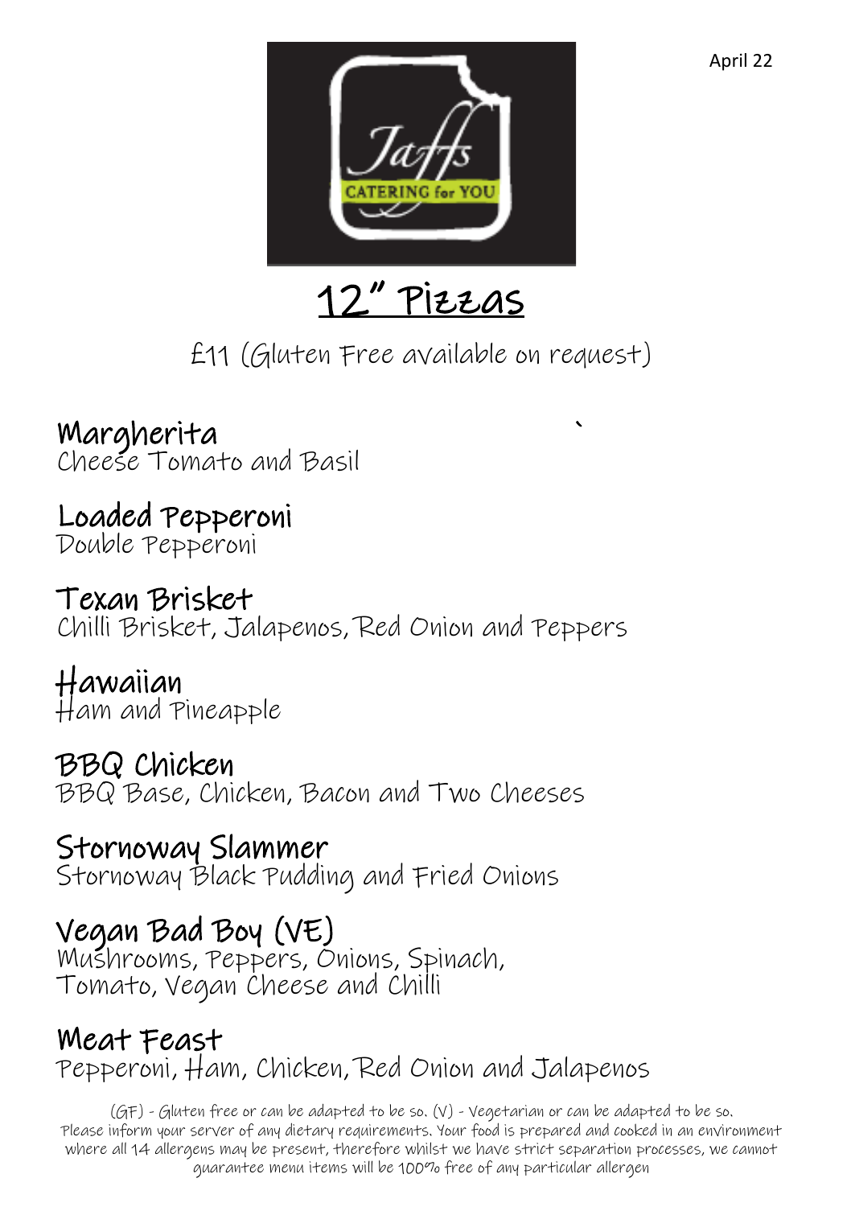April 22

# 12" Pizzas

£11 (Gluten Free available on request)

**Margherita**
Cheese Tomato and Basil

**Loaded Pepperoni**
Double Pepperoni

**Texan Brisket**
Chilli Brisket, Jalapenos, Red Onion and Peppers

**Hawaiian**
Ham and Pineapple

**BBQ Chicken**
BBQ Base, Chicken, Bacon and Two Cheeses

**Stornoway Slammer**
Stornoway Black Pudding and Fried Onions

**Vegan Bad Boy (VE)**
Mushrooms, Peppers, Onions, Spinach, Tomato, Vegan Cheese and Chilli

**Meat Feast**
Pepperoni, Ham, Chicken, Red Onion and Jalapenos

(GF) - Gluten free or can be adapted to be so. (V) - Vegetarian or can be adapted to be so. Please inform your server of any dietary requirements. Your food is prepared and cooked in an environment where all 14 allergens may be present, therefore whilst we have strict separation processes, we cannot guarantee menu items will be 100% free of any particular allergen